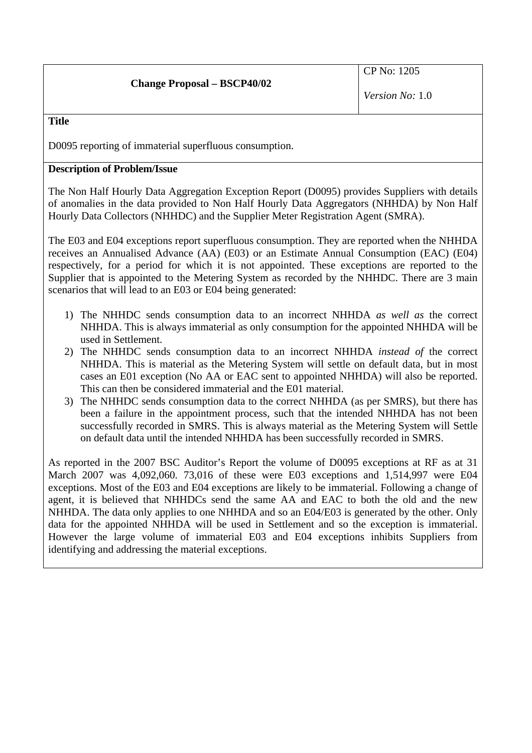| Change Proposal – BSCP40/02 | CP No: 1205<br><br>*Version No:* 1.0 |
| --- | --- |

**Title**

D0095 reporting of immaterial superfluous consumption.

**Description of Problem/Issue**

The Non Half Hourly Data Aggregation Exception Report (D0095) provides Suppliers with details of anomalies in the data provided to Non Half Hourly Data Aggregators (NHHDA) by Non Half Hourly Data Collectors (NHHDC) and the Supplier Meter Registration Agent (SMRA).

The E03 and E04 exceptions report superfluous consumption. They are reported when the NHHDA receives an Annualised Advance (AA) (E03) or an Estimate Annual Consumption (EAC) (E04) respectively, for a period for which it is not appointed. These exceptions are reported to the Supplier that is appointed to the Metering System as recorded by the NHHDC. There are 3 main scenarios that will lead to an E03 or E04 being generated:

1) The NHHDC sends consumption data to an incorrect NHHDA *as well as* the correct NHHDA. This is always immaterial as only consumption for the appointed NHHDA will be used in Settlement.
2) The NHHDC sends consumption data to an incorrect NHHDA *instead of* the correct NHHDA. This is material as the Metering System will settle on default data, but in most cases an E01 exception (No AA or EAC sent to appointed NHHDA) will also be reported. This can then be considered immaterial and the E01 material.
3) The NHHDC sends consumption data to the correct NHHDA (as per SMRS), but there has been a failure in the appointment process, such that the intended NHHDA has not been successfully recorded in SMRS. This is always material as the Metering System will Settle on default data until the intended NHHDA has been successfully recorded in SMRS.

As reported in the 2007 BSC Auditor's Report the volume of D0095 exceptions at RF as at 31 March 2007 was 4,092,060. 73,016 of these were E03 exceptions and 1,514,997 were E04 exceptions. Most of the E03 and E04 exceptions are likely to be immaterial. Following a change of agent, it is believed that NHHDCs send the same AA and EAC to both the old and the new NHHDA. The data only applies to one NHHDA and so an E04/E03 is generated by the other. Only data for the appointed NHHDA will be used in Settlement and so the exception is immaterial. However the large volume of immaterial E03 and E04 exceptions inhibits Suppliers from identifying and addressing the material exceptions.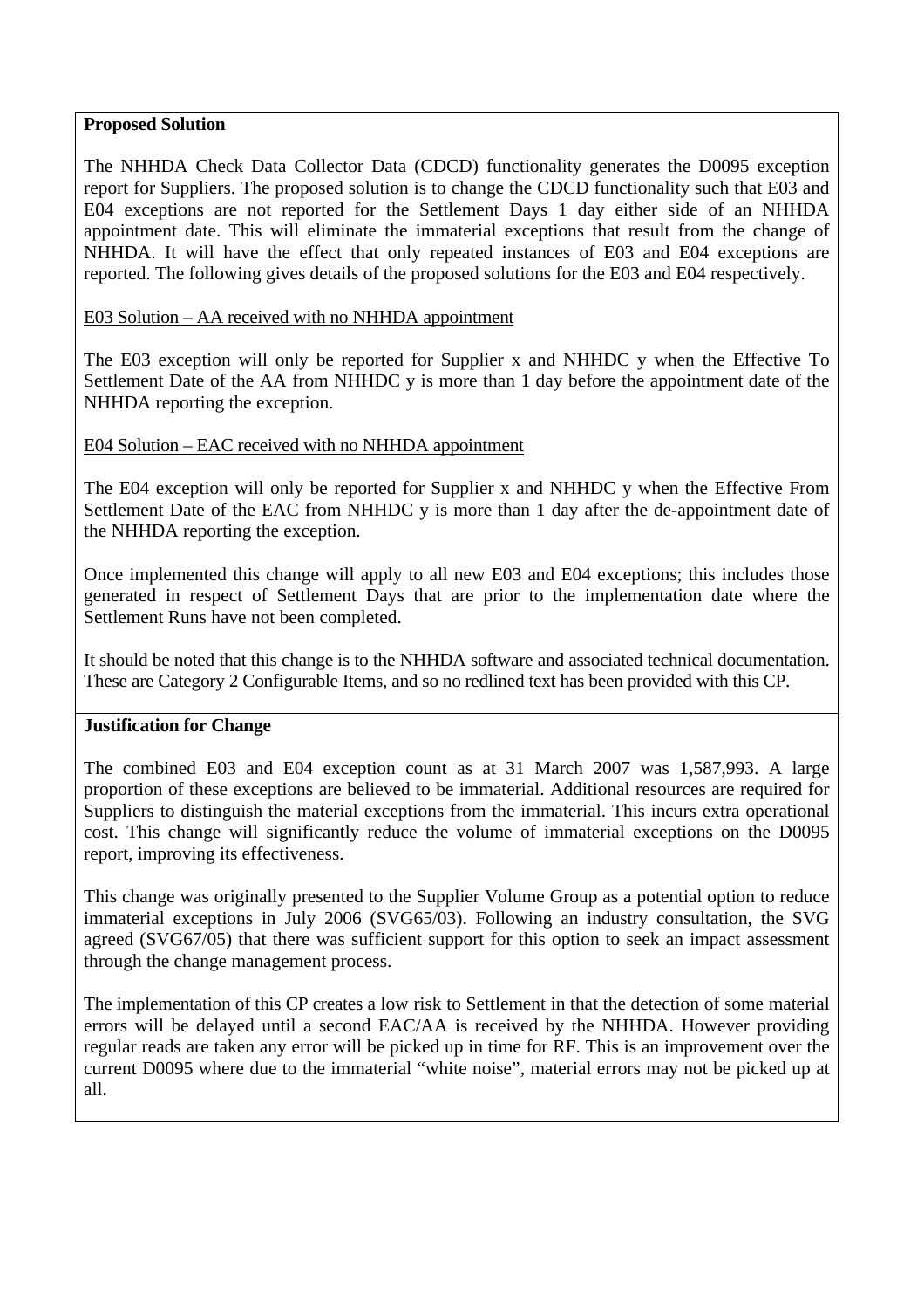**Proposed Solution**

The NHHDA Check Data Collector Data (CDCD) functionality generates the D0095 exception report for Suppliers. The proposed solution is to change the CDCD functionality such that E03 and E04 exceptions are not reported for the Settlement Days 1 day either side of an NHHDA appointment date. This will eliminate the immaterial exceptions that result from the change of NHHDA. It will have the effect that only repeated instances of E03 and E04 exceptions are reported. The following gives details of the proposed solutions for the E03 and E04 respectively.

E03 Solution – AA received with no NHHDA appointment

The E03 exception will only be reported for Supplier x and NHHDC y when the Effective To Settlement Date of the AA from NHHDC y is more than 1 day before the appointment date of the NHHDA reporting the exception.

E04 Solution – EAC received with no NHHDA appointment

The E04 exception will only be reported for Supplier x and NHHDC y when the Effective From Settlement Date of the EAC from NHHDC y is more than 1 day after the de-appointment date of the NHHDA reporting the exception.

Once implemented this change will apply to all new E03 and E04 exceptions; this includes those generated in respect of Settlement Days that are prior to the implementation date where the Settlement Runs have not been completed.

It should be noted that this change is to the NHHDA software and associated technical documentation. These are Category 2 Configurable Items, and so no redlined text has been provided with this CP.

**Justification for Change**

The combined E03 and E04 exception count as at 31 March 2007 was 1,587,993. A large proportion of these exceptions are believed to be immaterial. Additional resources are required for Suppliers to distinguish the material exceptions from the immaterial. This incurs extra operational cost. This change will significantly reduce the volume of immaterial exceptions on the D0095 report, improving its effectiveness.

This change was originally presented to the Supplier Volume Group as a potential option to reduce immaterial exceptions in July 2006 (SVG65/03). Following an industry consultation, the SVG agreed (SVG67/05) that there was sufficient support for this option to seek an impact assessment through the change management process.

The implementation of this CP creates a low risk to Settlement in that the detection of some material errors will be delayed until a second EAC/AA is received by the NHHDA. However providing regular reads are taken any error will be picked up in time for RF. This is an improvement over the current D0095 where due to the immaterial "white noise", material errors may not be picked up at all.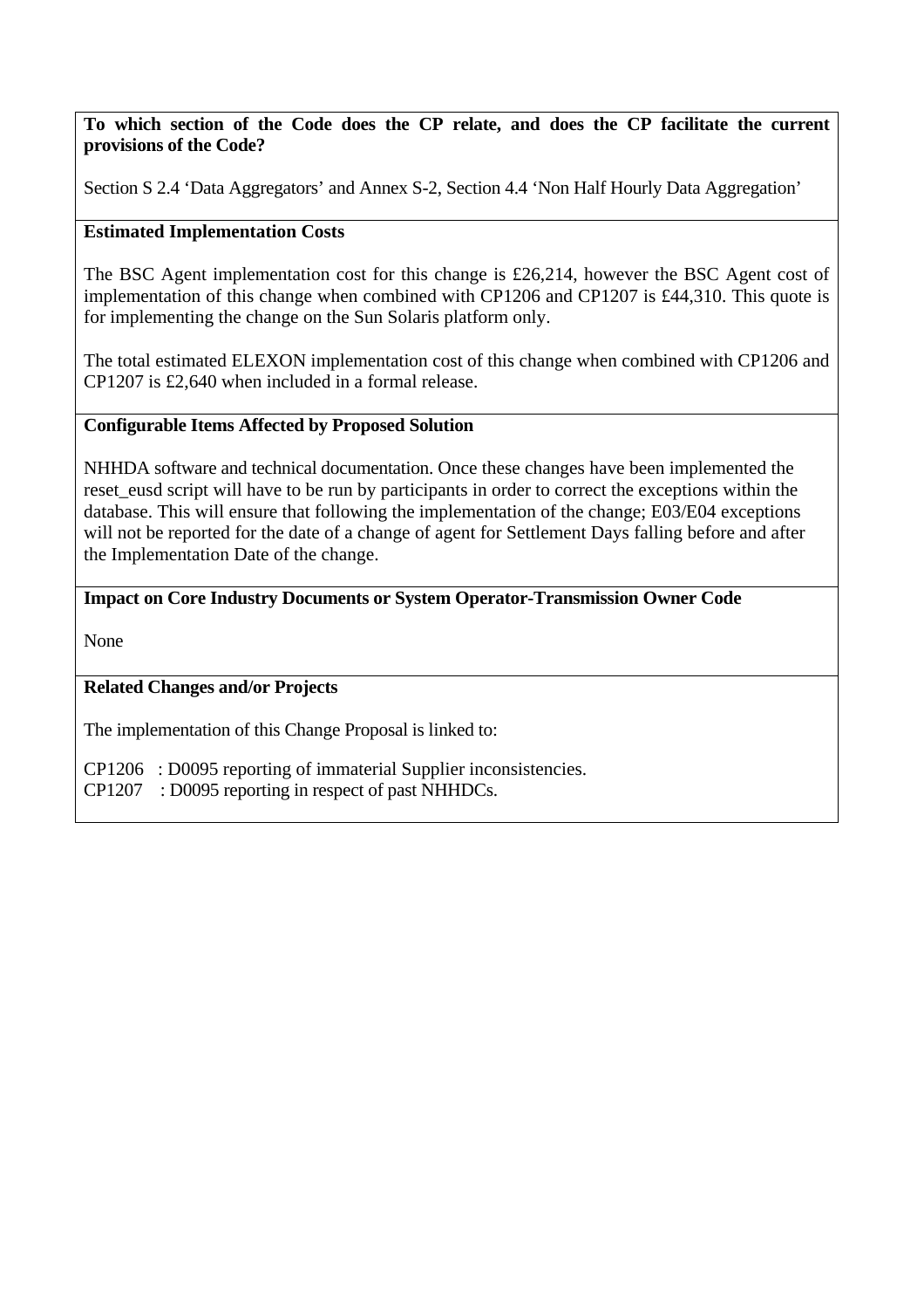**To which section of the Code does the CP relate, and does the CP facilitate the current provisions of the Code?**

Section S 2.4 'Data Aggregators' and Annex S-2, Section 4.4 'Non Half Hourly Data Aggregation'

**Estimated Implementation Costs**

The BSC Agent implementation cost for this change is £26,214, however the BSC Agent cost of implementation of this change when combined with CP1206 and CP1207 is £44,310. This quote is for implementing the change on the Sun Solaris platform only.

The total estimated ELEXON implementation cost of this change when combined with CP1206 and CP1207 is £2,640 when included in a formal release.

**Configurable Items Affected by Proposed Solution**

NHHDA software and technical documentation. Once these changes have been implemented the reset_eusd script will have to be run by participants in order to correct the exceptions within the database. This will ensure that following the implementation of the change; E03/E04 exceptions will not be reported for the date of a change of agent for Settlement Days falling before and after the Implementation Date of the change.

**Impact on Core Industry Documents or System Operator-Transmission Owner Code**

None

**Related Changes and/or Projects**

The implementation of this Change Proposal is linked to:

CP1206 : D0095 reporting of immaterial Supplier inconsistencies.
CP1207 : D0095 reporting in respect of past NHHDCs.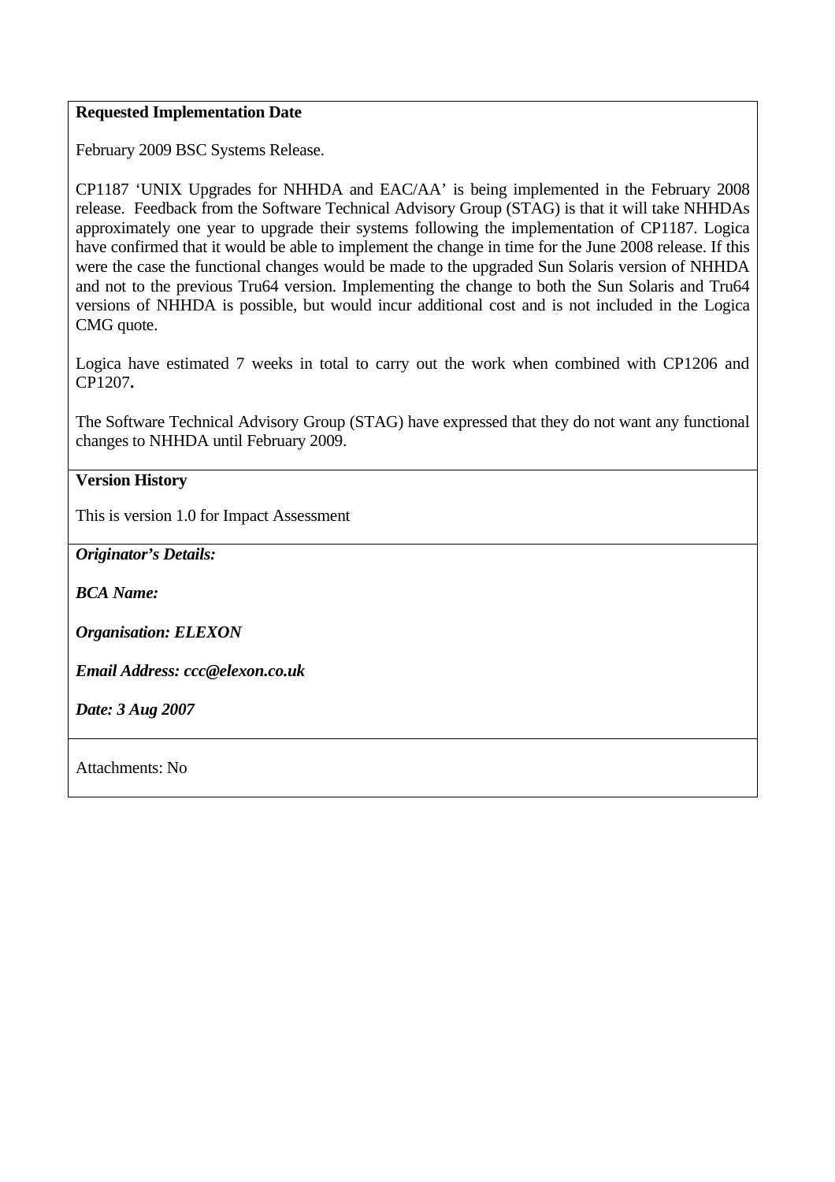**Requested Implementation Date**

February 2009 BSC Systems Release.

CP1187 'UNIX Upgrades for NHHDA and EAC/AA' is being implemented in the February 2008 release. Feedback from the Software Technical Advisory Group (STAG) is that it will take NHHDAs approximately one year to upgrade their systems following the implementation of CP1187. Logica have confirmed that it would be able to implement the change in time for the June 2008 release. If this were the case the functional changes would be made to the upgraded Sun Solaris version of NHHDA and not to the previous Tru64 version. Implementing the change to both the Sun Solaris and Tru64 versions of NHHDA is possible, but would incur additional cost and is not included in the Logica CMG quote.

Logica have estimated 7 weeks in total to carry out the work when combined with CP1206 and CP1207**.**

The Software Technical Advisory Group (STAG) have expressed that they do not want any functional changes to NHHDA until February 2009.

**Version History**

This is version 1.0 for Impact Assessment

***Originator's Details:***

***BCA Name:***

***Organisation: ELEXON***

***Email Address: ccc@elexon.co.uk***

***Date: 3 Aug 2007***

Attachments: No